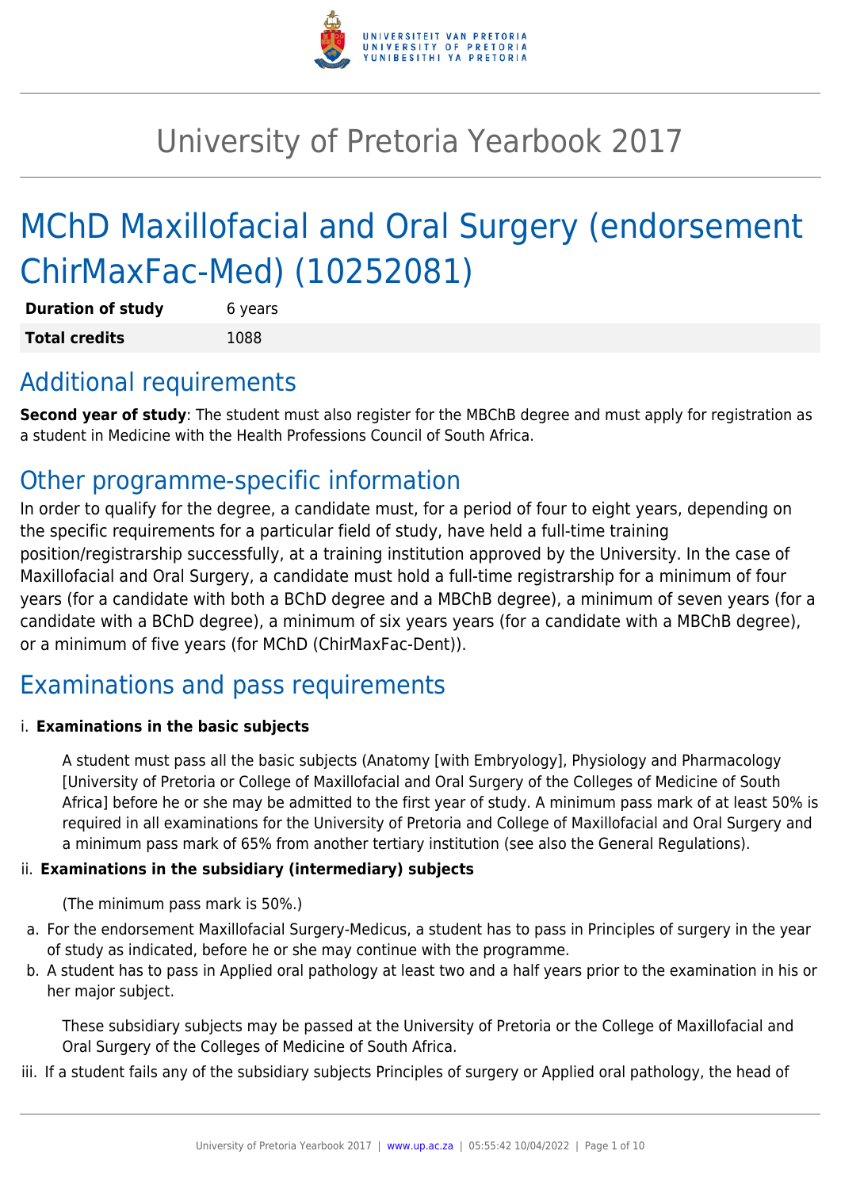# University of Pretoria Yearbook 2017

# MChD Maxillofacial and Oral Surgery (endorsement ChirMaxFac-Med) (10252081)

| | |
|---|---|
| **Duration of study** | 6 years |
| **Total credits** | 1088 |

## Additional requirements

**Second year of study**: The student must also register for the MBChB degree and must apply for registration as a student in Medicine with the Health Professions Council of South Africa.

## Other programme-specific information

In order to qualify for the degree, a candidate must, for a period of four to eight years, depending on the specific requirements for a particular field of study, have held a full-time training position/registrarship successfully, at a training institution approved by the University. In the case of Maxillofacial and Oral Surgery, a candidate must hold a full-time registrarship for a minimum of four years (for a candidate with both a BChD degree and a MBChB degree), a minimum of seven years (for a candidate with a BChD degree), a minimum of six years years (for a candidate with a MBChB degree), or a minimum of five years (for MChD (ChirMaxFac-Dent)).

## Examinations and pass requirements

i. **Examinations in the basic subjects**

A student must pass all the basic subjects (Anatomy [with Embryology], Physiology and Pharmacology [University of Pretoria or College of Maxillofacial and Oral Surgery of the Colleges of Medicine of South Africa] before he or she may be admitted to the first year of study. A minimum pass mark of at least 50% is required in all examinations for the University of Pretoria and College of Maxillofacial and Oral Surgery and a minimum pass mark of 65% from another tertiary institution (see also the General Regulations).

ii. **Examinations in the subsidiary (intermediary) subjects**

(The minimum pass mark is 50%.)

a. For the endorsement Maxillofacial Surgery-Medicus, a student has to pass in Principles of surgery in the year of study as indicated, before he or she may continue with the programme.

b. A student has to pass in Applied oral pathology at least two and a half years prior to the examination in his or her major subject.

These subsidiary subjects may be passed at the University of Pretoria or the College of Maxillofacial and Oral Surgery of the Colleges of Medicine of South Africa.

iii. If a student fails any of the subsidiary subjects Principles of surgery or Applied oral pathology, the head of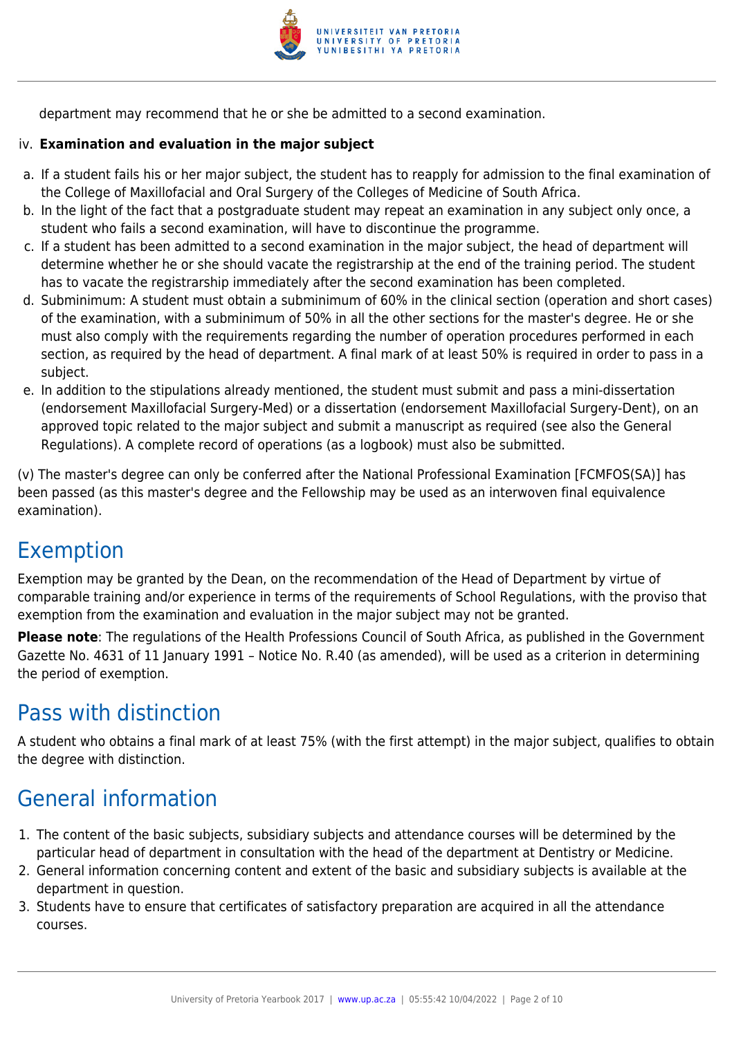department may recommend that he or she be admitted to a second examination.

iv. **Examination and evaluation in the major subject**

a. If a student fails his or her major subject, the student has to reapply for admission to the final examination of the College of Maxillofacial and Oral Surgery of the Colleges of Medicine of South Africa.
b. In the light of the fact that a postgraduate student may repeat an examination in any subject only once, a student who fails a second examination, will have to discontinue the programme.
c. If a student has been admitted to a second examination in the major subject, the head of department will determine whether he or she should vacate the registrarship at the end of the training period. The student has to vacate the registrarship immediately after the second examination has been completed.
d. Subminimum: A student must obtain a subminimum of 60% in the clinical section (operation and short cases) of the examination, with a subminimum of 50% in all the other sections for the master's degree. He or she must also comply with the requirements regarding the number of operation procedures performed in each section, as required by the head of department. A final mark of at least 50% is required in order to pass in a subject.
e. In addition to the stipulations already mentioned, the student must submit and pass a mini-dissertation (endorsement Maxillofacial Surgery-Med) or a dissertation (endorsement Maxillofacial Surgery-Dent), on an approved topic related to the major subject and submit a manuscript as required (see also the General Regulations). A complete record of operations (as a logbook) must also be submitted.

(v) The master's degree can only be conferred after the National Professional Examination [FCMFOS(SA)] has been passed (as this master's degree and the Fellowship may be used as an interwoven final equivalence examination).

## Exemption

Exemption may be granted by the Dean, on the recommendation of the Head of Department by virtue of comparable training and/or experience in terms of the requirements of School Regulations, with the proviso that exemption from the examination and evaluation in the major subject may not be granted.

**Please note**: The regulations of the Health Professions Council of South Africa, as published in the Government Gazette No. 4631 of 11 January 1991 – Notice No. R.40 (as amended), will be used as a criterion in determining the period of exemption.

## Pass with distinction

A student who obtains a final mark of at least 75% (with the first attempt) in the major subject, qualifies to obtain the degree with distinction.

## General information

1. The content of the basic subjects, subsidiary subjects and attendance courses will be determined by the particular head of department in consultation with the head of the department at Dentistry or Medicine.
2. General information concerning content and extent of the basic and subsidiary subjects is available at the department in question.
3. Students have to ensure that certificates of satisfactory preparation are acquired in all the attendance courses.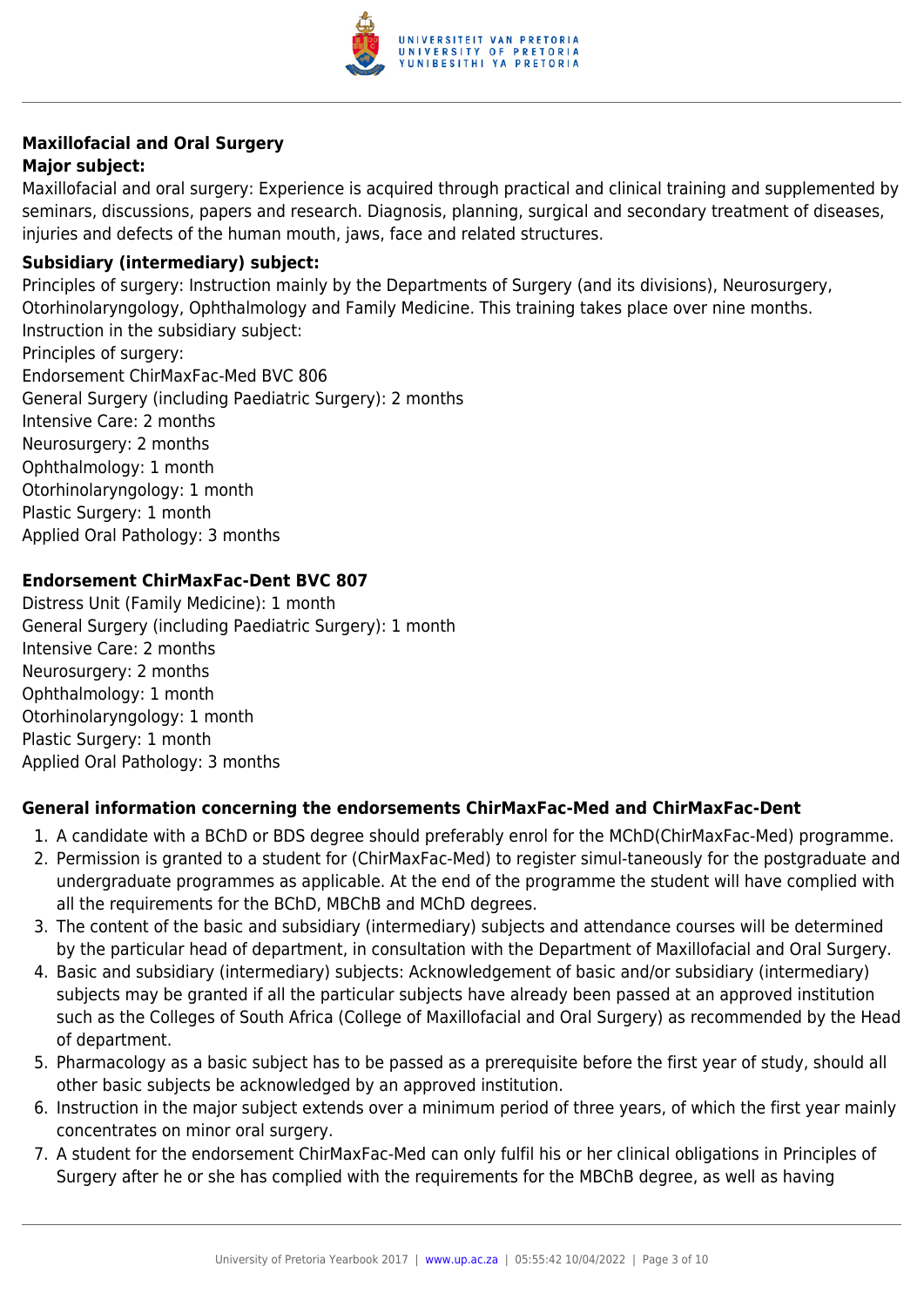### Maxillofacial and Oral Surgery

**Major subject:**

Maxillofacial and oral surgery: Experience is acquired through practical and clinical training and supplemented by seminars, discussions, papers and research. Diagnosis, planning, surgical and secondary treatment of diseases, injuries and defects of the human mouth, jaws, face and related structures.

**Subsidiary (intermediary) subject:**

Principles of surgery: Instruction mainly by the Departments of Surgery (and its divisions), Neurosurgery, Otorhinolaryngology, Ophthalmology and Family Medicine. This training takes place over nine months.
Instruction in the subsidiary subject:
Principles of surgery:
Endorsement ChirMaxFac-Med BVC 806
General Surgery (including Paediatric Surgery): 2 months
Intensive Care: 2 months
Neurosurgery: 2 months
Ophthalmology: 1 month
Otorhinolaryngology: 1 month
Plastic Surgery: 1 month
Applied Oral Pathology: 3 months

**Endorsement ChirMaxFac-Dent BVC 807**

Distress Unit (Family Medicine): 1 month
General Surgery (including Paediatric Surgery): 1 month
Intensive Care: 2 months
Neurosurgery: 2 months
Ophthalmology: 1 month
Otorhinolaryngology: 1 month
Plastic Surgery: 1 month
Applied Oral Pathology: 3 months

**General information concerning the endorsements ChirMaxFac-Med and ChirMaxFac-Dent**

1. A candidate with a BChD or BDS degree should preferably enrol for the MChD(ChirMaxFac-Med) programme.
2. Permission is granted to a student for (ChirMaxFac-Med) to register simul-taneously for the postgraduate and undergraduate programmes as applicable. At the end of the programme the student will have complied with all the requirements for the BChD, MBChB and MChD degrees.
3. The content of the basic and subsidiary (intermediary) subjects and attendance courses will be determined by the particular head of department, in consultation with the Department of Maxillofacial and Oral Surgery.
4. Basic and subsidiary (intermediary) subjects: Acknowledgement of basic and/or subsidiary (intermediary) subjects may be granted if all the particular subjects have already been passed at an approved institution such as the Colleges of South Africa (College of Maxillofacial and Oral Surgery) as recommended by the Head of department.
5. Pharmacology as a basic subject has to be passed as a prerequisite before the first year of study, should all other basic subjects be acknowledged by an approved institution.
6. Instruction in the major subject extends over a minimum period of three years, of which the first year mainly concentrates on minor oral surgery.
7. A student for the endorsement ChirMaxFac-Med can only fulfil his or her clinical obligations in Principles of Surgery after he or she has complied with the requirements for the MBChB degree, as well as having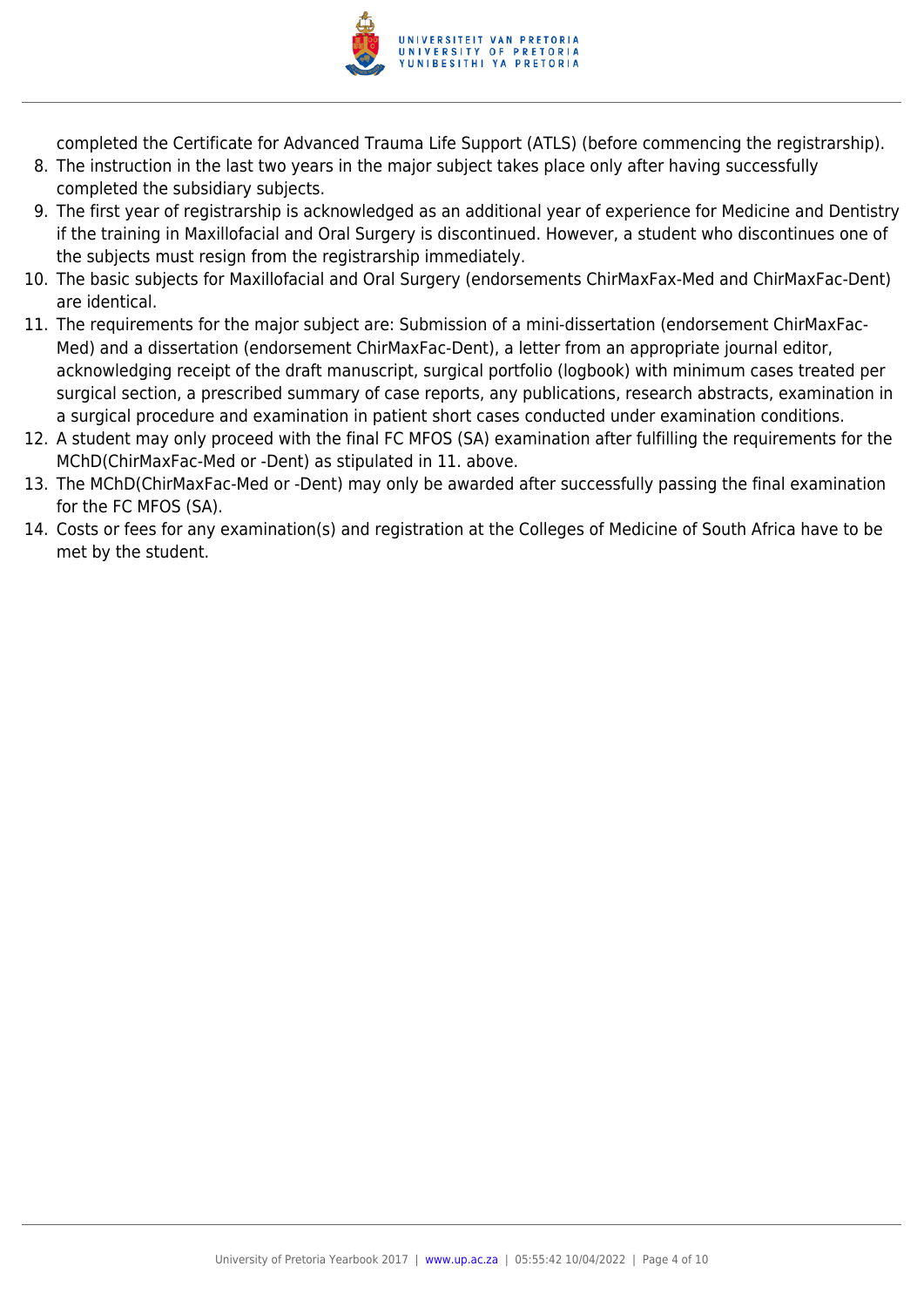completed the Certificate for Advanced Trauma Life Support (ATLS) (before commencing the registrarship).

8. The instruction in the last two years in the major subject takes place only after having successfully completed the subsidiary subjects.
9. The first year of registrarship is acknowledged as an additional year of experience for Medicine and Dentistry if the training in Maxillofacial and Oral Surgery is discontinued. However, a student who discontinues one of the subjects must resign from the registrarship immediately.
10. The basic subjects for Maxillofacial and Oral Surgery (endorsements ChirMaxFax-Med and ChirMaxFac-Dent) are identical.
11. The requirements for the major subject are: Submission of a mini-dissertation (endorsement ChirMaxFac-Med) and a dissertation (endorsement ChirMaxFac-Dent), a letter from an appropriate journal editor, acknowledging receipt of the draft manuscript, surgical portfolio (logbook) with minimum cases treated per surgical section, a prescribed summary of case reports, any publications, research abstracts, examination in a surgical procedure and examination in patient short cases conducted under examination conditions.
12. A student may only proceed with the final FC MFOS (SA) examination after fulfilling the requirements for the MChD(ChirMaxFac-Med or -Dent) as stipulated in 11. above.
13. The MChD(ChirMaxFac-Med or -Dent) may only be awarded after successfully passing the final examination for the FC MFOS (SA).
14. Costs or fees for any examination(s) and registration at the Colleges of Medicine of South Africa have to be met by the student.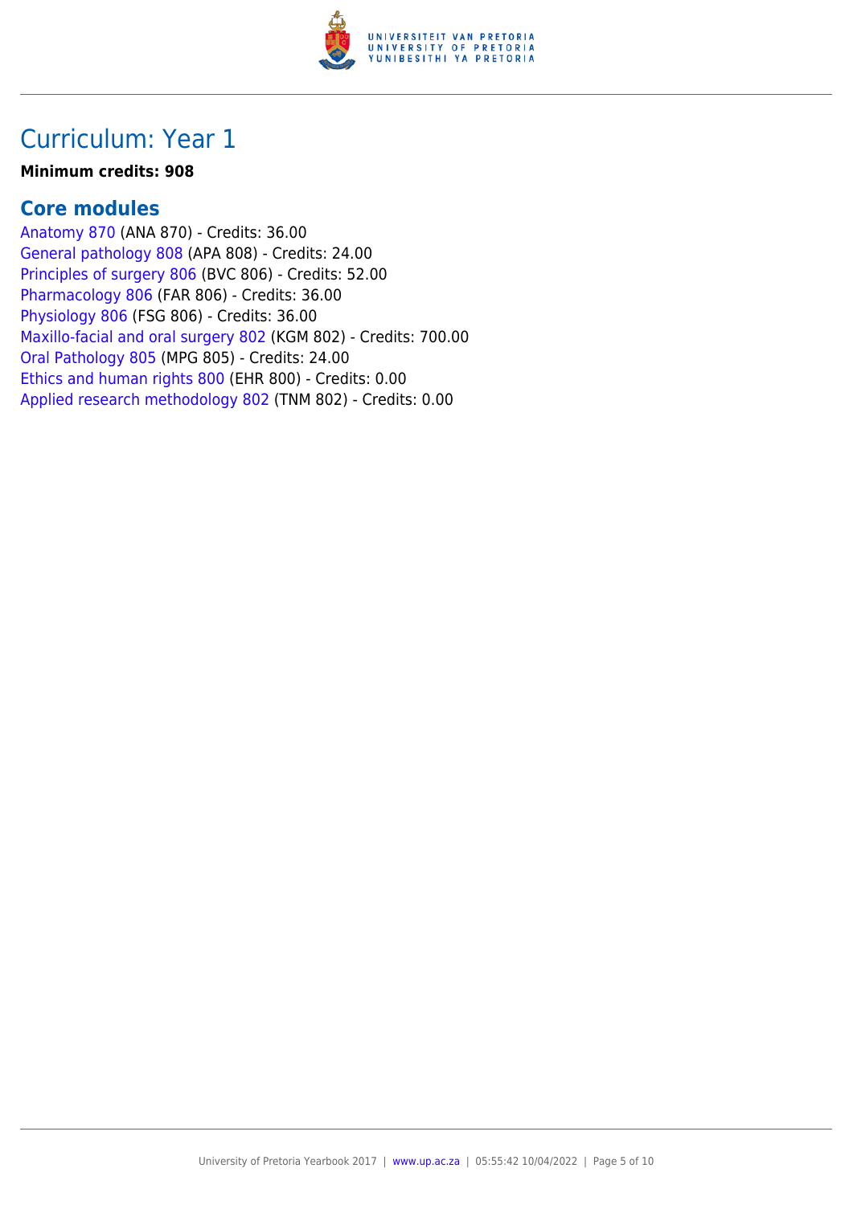# Curriculum: Year 1

**Minimum credits: 908**

## Core modules

Anatomy 870 (ANA 870) - Credits: 36.00
General pathology 808 (APA 808) - Credits: 24.00
Principles of surgery 806 (BVC 806) - Credits: 52.00
Pharmacology 806 (FAR 806) - Credits: 36.00
Physiology 806 (FSG 806) - Credits: 36.00
Maxillo-facial and oral surgery 802 (KGM 802) - Credits: 700.00
Oral Pathology 805 (MPG 805) - Credits: 24.00
Ethics and human rights 800 (EHR 800) - Credits: 0.00
Applied research methodology 802 (TNM 802) - Credits: 0.00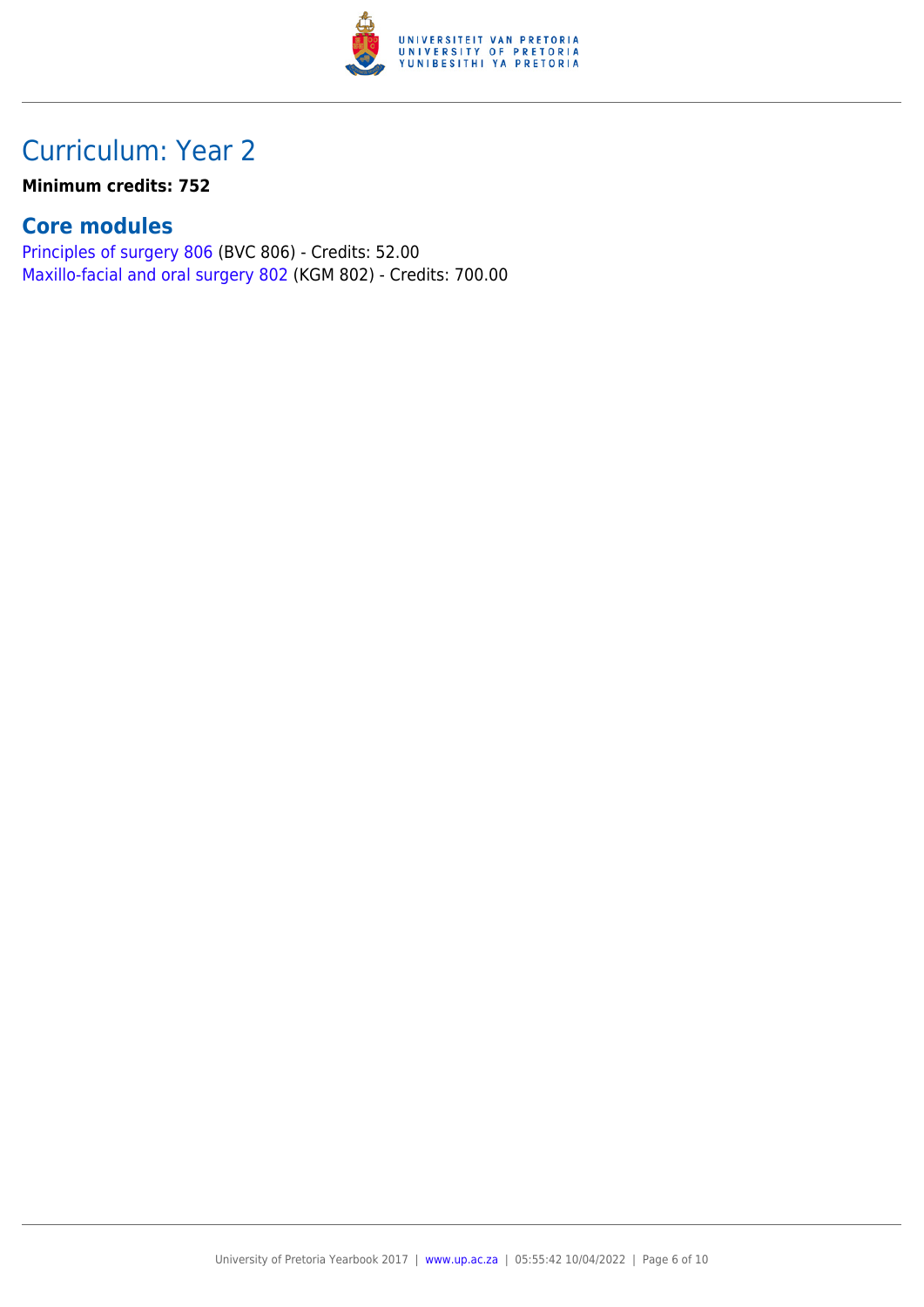# Curriculum: Year 2

**Minimum credits: 752**

## Core modules

Principles of surgery 806 (BVC 806) - Credits: 52.00
Maxillo-facial and oral surgery 802 (KGM 802) - Credits: 700.00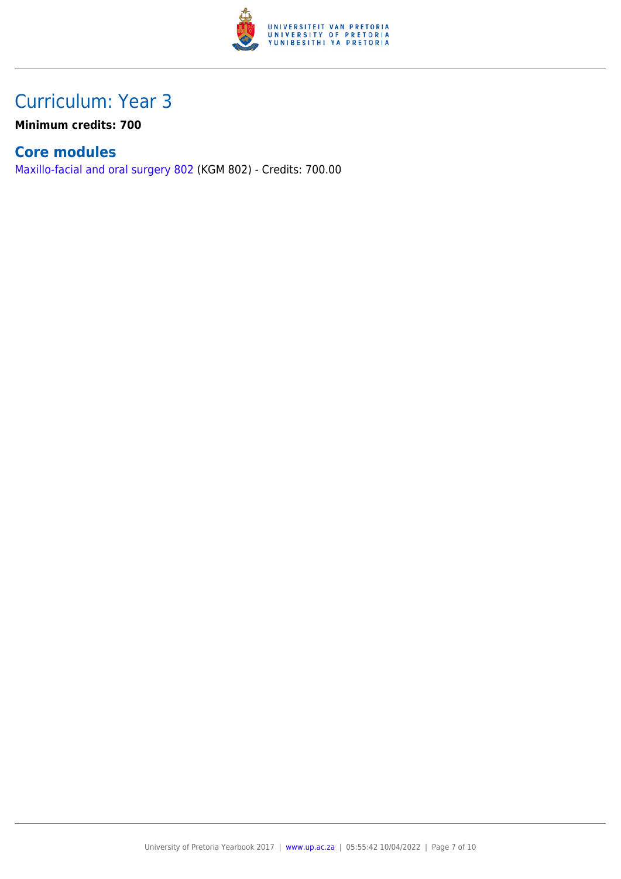# Curriculum: Year 3

**Minimum credits: 700**

## Core modules

Maxillo-facial and oral surgery 802 (KGM 802) - Credits: 700.00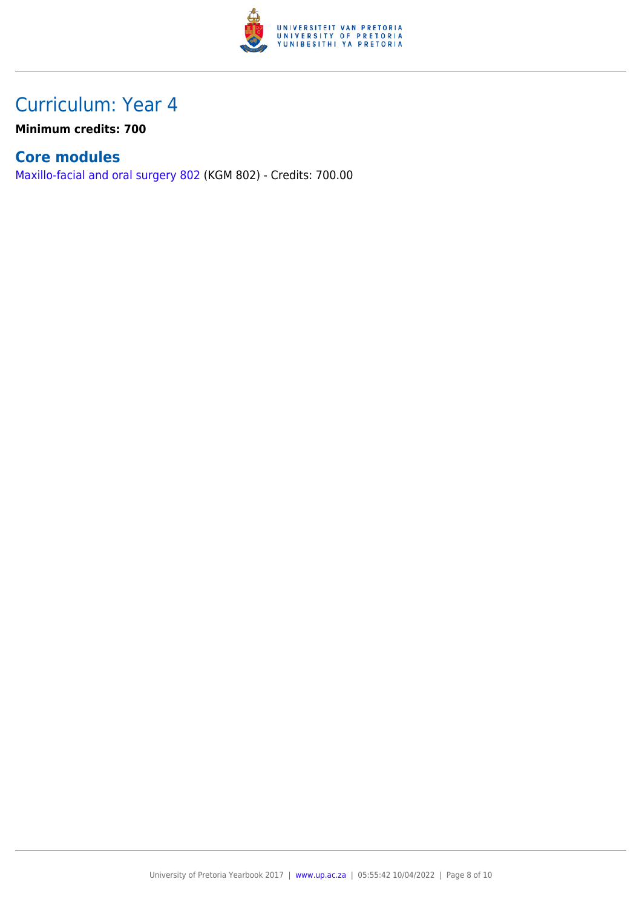# Curriculum: Year 4

**Minimum credits: 700**

## Core modules

Maxillo-facial and oral surgery 802 (KGM 802) - Credits: 700.00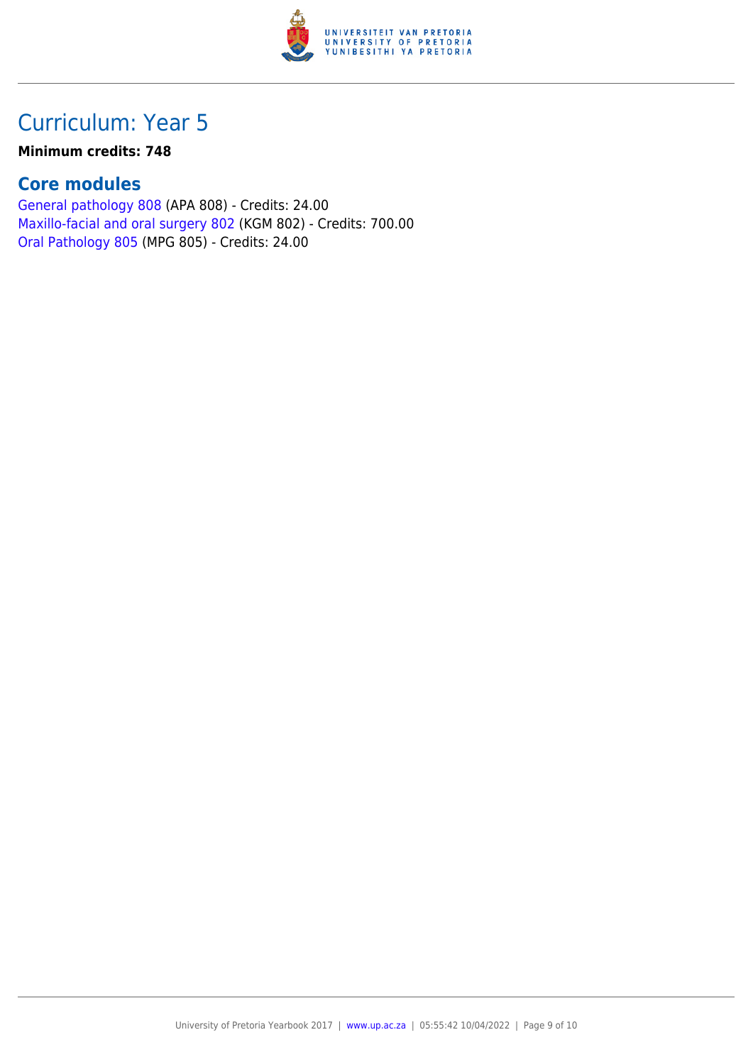# Curriculum: Year 5

**Minimum credits: 748**

## Core modules

General pathology 808 (APA 808) - Credits: 24.00
Maxillo-facial and oral surgery 802 (KGM 802) - Credits: 700.00
Oral Pathology 805 (MPG 805) - Credits: 24.00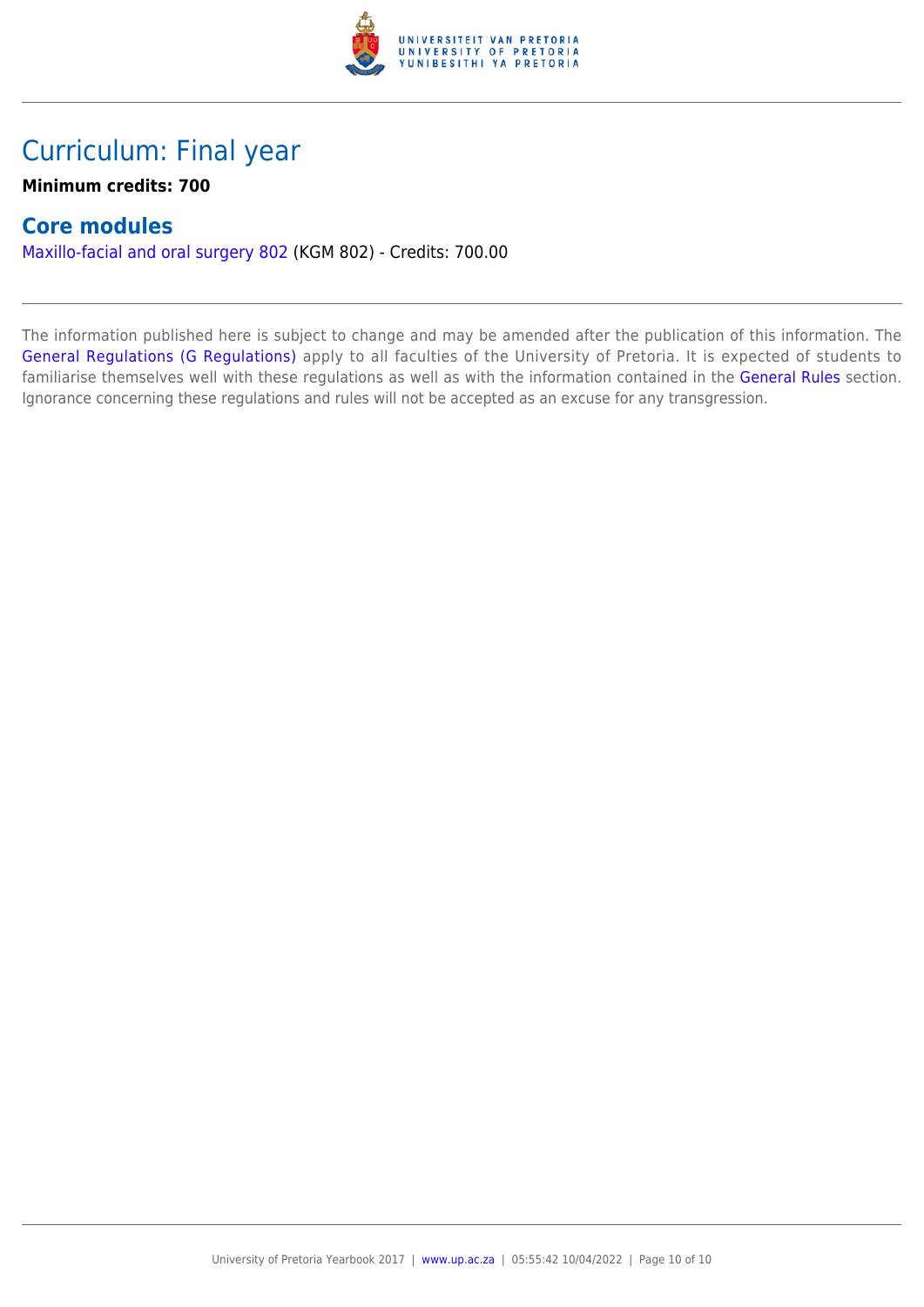## Curriculum: Final year

**Minimum credits: 700**

### Core modules

Maxillo-facial and oral surgery 802 (KGM 802) - Credits: 700.00

The information published here is subject to change and may be amended after the publication of this information. The General Regulations (G Regulations) apply to all faculties of the University of Pretoria. It is expected of students to familiarise themselves well with these regulations as well as with the information contained in the General Rules section. Ignorance concerning these regulations and rules will not be accepted as an excuse for any transgression.